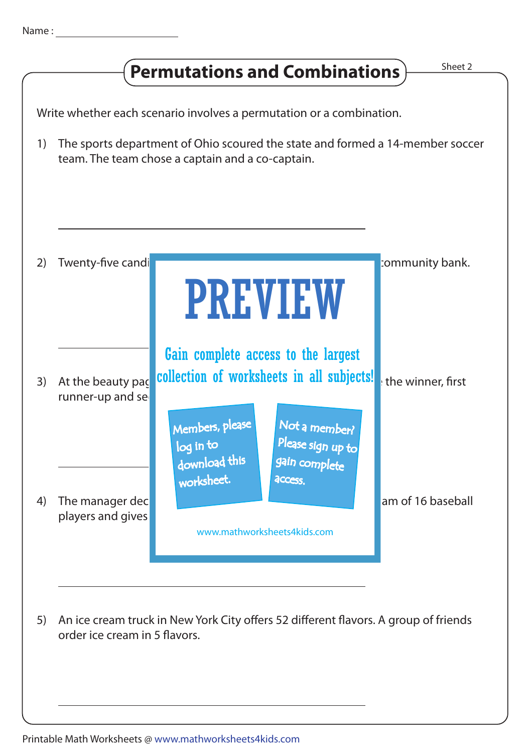Name : ______________________

# Permutations and Combinations

Sheet 2

Write whether each scenario involves a permutation or a combination.

1) The sports department of Ohio scoured the state and formed a 14-member soccer team. The team chose a captain and a co-captain.

______________________________________________

2) Twenty-five candi ... community bank.

______________________________________________

3) At the beauty pag ... the winner, first runner-up and se...

______________________________________________

4) The manager dec ... am of 16 baseball players and gives ...

______________________________________________

5) An ice cream truck in New York City offers 52 different flavors. A group of friends order ice cream in 5 flavors.

______________________________________________

PREVIEW

Gain complete access to the largest collection of worksheets in all subjects!

Members, please log in to download this worksheet.

Not a member? Please sign up to gain complete access.

www.mathworksheets4kids.com

Printable Math Worksheets @ www.mathworksheets4kids.com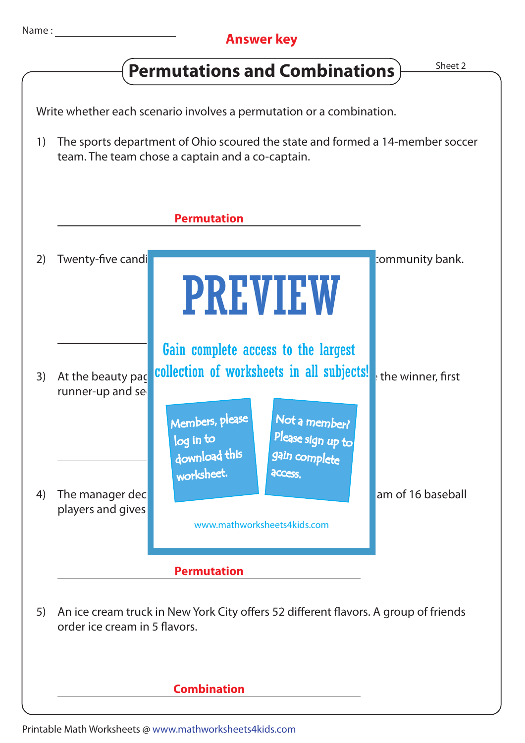Name : ____________________

**Answer key**

# Permutations and Combinations

Sheet 2

Write whether each scenario involves a permutation or a combination.

1) The sports department of Ohio scoured the state and formed a 14-member soccer team. The team chose a captain and a co-captain.

**Permutation**

2) Twenty-five candi                                                    community bank.

3) At the beauty pag                                                    the winner, first runner-up and se

4) The manager dec                                                    am of 16 baseball players and gives

**Permutation**

5) An ice cream truck in New York City offers 52 different flavors. A group of friends order ice cream in 5 flavors.

**Combination**

Printable Math Worksheets @ www.mathworksheets4kids.com